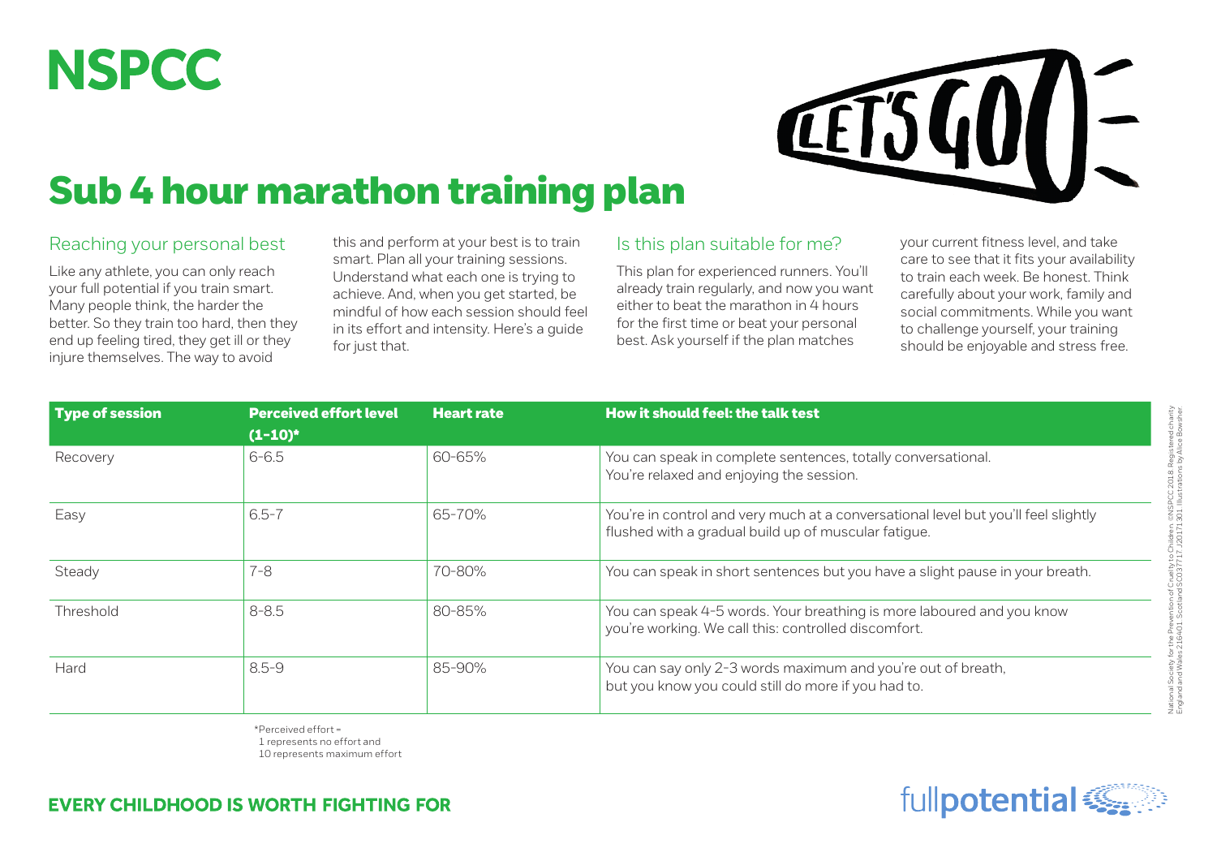NSPCC

LET'S GO!

# Sub 4 hour marathon training plan

## Reaching your personal best

Like any athlete, you can only reach your full potential if you train smart. Many people think, the harder the better. So they train too hard, then they end up feeling tired, they get ill or they injure themselves. The way to avoid this and perform at your best is to train smart. Plan all your training sessions. Understand what each one is trying to achieve. And, when you get started, be mindful of how each session should feel in its effort and intensity. Here's a guide for just that.

## Is this plan suitable for me?

This plan for experienced runners. You'll already train regularly, and now you want either to beat the marathon in 4 hours for the first time or beat your personal best. Ask yourself if the plan matches your current fitness level, and take care to see that it fits your availability to train each week. Be honest. Think carefully about your work, family and social commitments. While you want to challenge yourself, your training should be enjoyable and stress free.

| Type of session | Perceived effort level (1-10)* | Heart rate | How it should feel: the talk test |
|---|---|---|---|
| Recovery | 6-6.5 | 60-65% | You can speak in complete sentences, totally conversational. You're relaxed and enjoying the session. |
| Easy | 6.5-7 | 65-70% | You're in control and very much at a conversational level but you'll feel slightly flushed with a gradual build up of muscular fatigue. |
| Steady | 7-8 | 70-80% | You can speak in short sentences but you have a slight pause in your breath. |
| Threshold | 8-8.5 | 80-85% | You can speak 4-5 words. Your breathing is more laboured and you know you're working. We call this: controlled discomfort. |
| Hard | 8.5-9 | 85-90% | You can say only 2-3 words maximum and you're out of breath, but you know you could still do more if you had to. |

*Perceived effort = 1 represents no effort and 10 represents maximum effort

National Society for the Prevention of Cruelty to Children. ©NSPCC 2018. Registered charity England and Wales 216401. Scotland SC037717. J20171301. Illustrations by Alice Bowsher.

**EVERY CHILDHOOD IS WORTH FIGHTING FOR**

fullpotential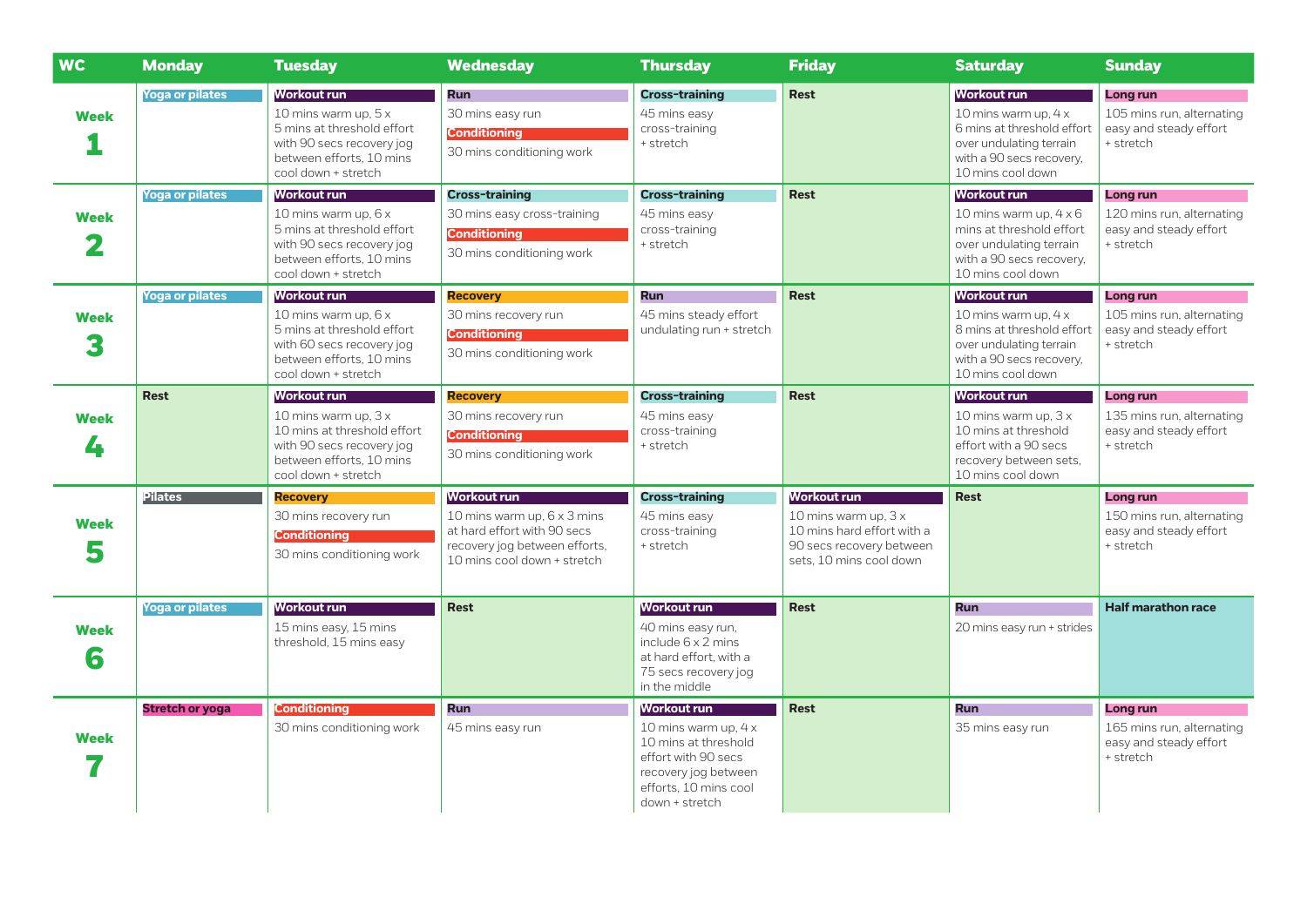| WC | Monday | Tuesday | Wednesday | Thursday | Friday | Saturday | Sunday |
|---|---|---|---|---|---|---|---|
| **Week 1** | **Yoga or pilates** | **Workout run** 10 mins warm up, 5 x 5 mins at threshold effort with 90 secs recovery jog between efforts, 10 mins cool down + stretch | **Run** 30 mins easy run **Conditioning** 30 mins conditioning work | **Cross-training** 45 mins easy cross-training + stretch | **Rest** | **Workout run** 10 mins warm up, 4 x 6 mins at threshold effort over undulating terrain with a 90 secs recovery, 10 mins cool down | **Long run** 105 mins run, alternating easy and steady effort + stretch |
| **Week 2** | **Yoga or pilates** | **Workout run** 10 mins warm up, 6 x 5 mins at threshold effort with 90 secs recovery jog between efforts, 10 mins cool down + stretch | **Cross-training** 30 mins easy cross-training **Conditioning** 30 mins conditioning work | **Cross-training** 45 mins easy cross-training + stretch | **Rest** | **Workout run** 10 mins warm up, 4 x 6 mins at threshold effort over undulating terrain with a 90 secs recovery, 10 mins cool down | **Long run** 120 mins run, alternating easy and steady effort + stretch |
| **Week 3** | **Yoga or pilates** | **Workout run** 10 mins warm up, 6 x 5 mins at threshold effort with 60 secs recovery jog between efforts, 10 mins cool down + stretch | **Recovery** 30 mins recovery run **Conditioning** 30 mins conditioning work | **Run** 45 mins steady effort undulating run + stretch | **Rest** | **Workout run** 10 mins warm up, 4 x 8 mins at threshold effort over undulating terrain with a 90 secs recovery, 10 mins cool down | **Long run** 105 mins run, alternating easy and steady effort + stretch |
| **Week 4** | **Rest** | **Workout run** 10 mins warm up, 3 x 10 mins at threshold effort with 90 secs recovery jog between efforts, 10 mins cool down + stretch | **Recovery** 30 mins recovery run **Conditioning** 30 mins conditioning work | **Cross-training** 45 mins easy cross-training + stretch | **Rest** | **Workout run** 10 mins warm up, 3 x 10 mins at threshold effort with a 90 secs recovery between sets, 10 mins cool down | **Long run** 135 mins run, alternating easy and steady effort + stretch |
| **Week 5** | **Pilates** | **Recovery** 30 mins recovery run **Conditioning** 30 mins conditioning work | **Workout run** 10 mins warm up, 6 x 3 mins at hard effort with 90 secs recovery jog between efforts, 10 mins cool down + stretch | **Cross-training** 45 mins easy cross-training + stretch | **Workout run** 10 mins warm up, 3 x 10 mins hard effort with a 90 secs recovery between sets, 10 mins cool down | **Rest** | **Long run** 150 mins run, alternating easy and steady effort + stretch |
| **Week 6** | **Yoga or pilates** | **Workout run** 15 mins easy, 15 mins threshold, 15 mins easy | **Rest** | **Workout run** 40 mins easy run, include 6 x 2 mins at hard effort, with a 75 secs recovery jog in the middle | **Rest** | **Run** 20 mins easy run + strides | **Half marathon race** |
| **Week 7** | **Stretch or yoga** | **Conditioning** 30 mins conditioning work | **Run** 45 mins easy run | **Workout run** 10 mins warm up, 4 x 10 mins at threshold effort with 90 secs recovery jog between efforts, 10 mins cool down + stretch | **Rest** | **Run** 35 mins easy run | **Long run** 165 mins run, alternating easy and steady effort + stretch |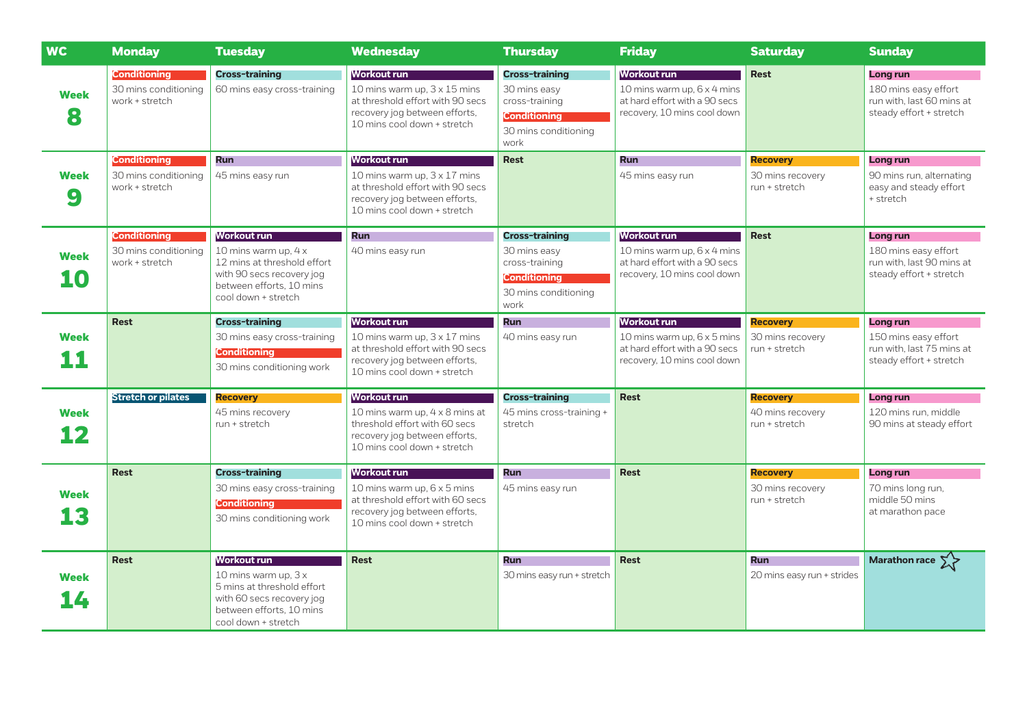| WC | Monday | Tuesday | Wednesday | Thursday | Friday | Saturday | Sunday |
|---|---|---|---|---|---|---|---|
| Week 8 | **Conditioning** 30 mins conditioning work + stretch | **Cross-training** 60 mins easy cross-training | **Workout run** 10 mins warm up, 3 x 15 mins at threshold effort with 90 secs recovery jog between efforts, 10 mins cool down + stretch | **Cross-training** 30 mins easy cross-training **Conditioning** 30 mins conditioning work | **Workout run** 10 mins warm up, 6 x 4 mins at hard effort with a 90 secs recovery, 10 mins cool down | **Rest** | **Long run** 180 mins easy effort run with, last 60 mins at steady effort + stretch |
| Week 9 | **Conditioning** 30 mins conditioning work + stretch | **Run** 45 mins easy run | **Workout run** 10 mins warm up, 3 x 17 mins at threshold effort with 90 secs recovery jog between efforts, 10 mins cool down + stretch | **Rest** | **Run** 45 mins easy run | **Recovery** 30 mins recovery run + stretch | **Long run** 90 mins run, alternating easy and steady effort + stretch |
| Week 10 | **Conditioning** 30 mins conditioning work + stretch | **Workout run** 10 mins warm up, 4 x 12 mins at threshold effort with 90 secs recovery jog between efforts, 10 mins cool down + stretch | **Run** 40 mins easy run | **Cross-training** 30 mins easy cross-training **Conditioning** 30 mins conditioning work | **Workout run** 10 mins warm up, 6 x 4 mins at hard effort with a 90 secs recovery, 10 mins cool down | **Rest** | **Long run** 180 mins easy effort run with, last 90 mins at steady effort + stretch |
| Week 11 | **Rest** | **Cross-training** 30 mins easy cross-training **Conditioning** 30 mins conditioning work | **Workout run** 10 mins warm up, 3 x 17 mins at threshold effort with 90 secs recovery jog between efforts, 10 mins cool down + stretch | **Run** 40 mins easy run | **Workout run** 10 mins warm up, 6 x 5 mins at hard effort with a 90 secs recovery, 10 mins cool down | **Recovery** 30 mins recovery run + stretch | **Long run** 150 mins easy effort run with, last 75 mins at steady effort + stretch |
| Week 12 | **Stretch or pilates** | **Recovery** 45 mins recovery run + stretch | **Workout run** 10 mins warm up, 4 x 8 mins at threshold effort with 60 secs recovery jog between efforts, 10 mins cool down + stretch | **Cross-training** 45 mins cross-training + stretch | **Rest** | **Recovery** 40 mins recovery run + stretch | **Long run** 120 mins run, middle 90 mins at steady effort |
| Week 13 | **Rest** | **Cross-training** 30 mins easy cross-training **Conditioning** 30 mins conditioning work | **Workout run** 10 mins warm up, 6 x 5 mins at threshold effort with 60 secs recovery jog between efforts, 10 mins cool down + stretch | **Run** 45 mins easy run | **Rest** | **Recovery** 30 mins recovery run + stretch | **Long run** 70 mins long run, middle 50 mins at marathon pace |
| Week 14 | **Rest** | **Workout run** 10 mins warm up, 3 x 5 mins at threshold effort with 60 secs recovery jog between efforts, 10 mins cool down + stretch | **Rest** | **Run** 30 mins easy run + stretch | **Rest** | **Run** 20 mins easy run + strides | **Marathon race** |